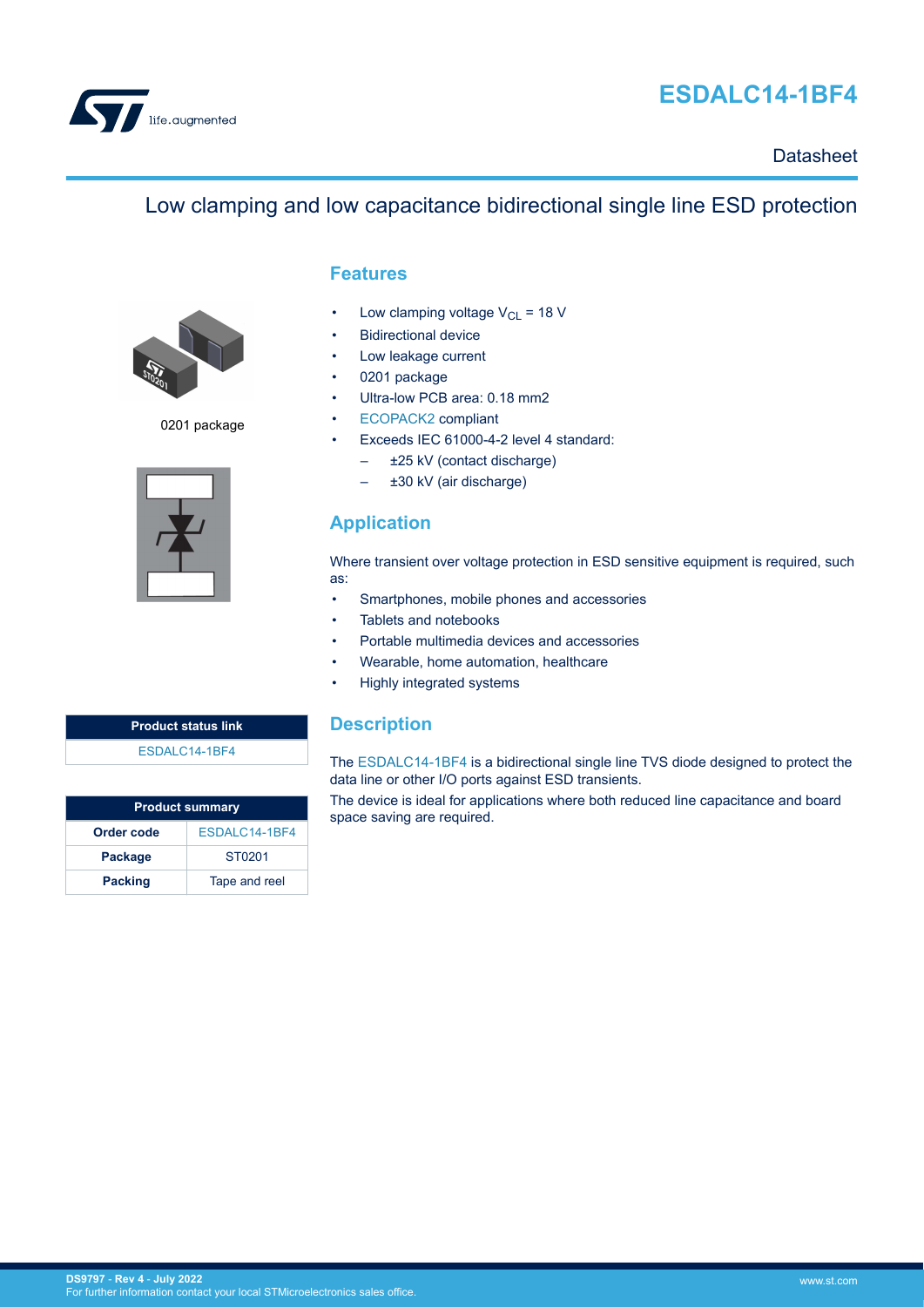# ESDALC14-1BF4

Datasheet

## Low clamping and low capacitance bidirectional single line ESD protection

0201 package

| Product status link |
| --- |
| ESDALC14-1BF4 |

| Product summary | |
| --- | --- |
| **Order code** | ESDALC14-1BF4 |
| **Package** | ST0201 |
| **Packing** | Tape and reel |

## Features

- Low clamping voltage $V_{CL}$ = 18 V
- Bidirectional device
- Low leakage current
- 0201 package
- Ultra-low PCB area: 0.18 mm2
- ECOPACK2 compliant
- Exceeds IEC 61000-4-2 level 4 standard:
  - ±25 kV (contact discharge)
  - ±30 kV (air discharge)

## Application

Where transient over voltage protection in ESD sensitive equipment is required, such as:

- Smartphones, mobile phones and accessories
- Tablets and notebooks
- Portable multimedia devices and accessories
- Wearable, home automation, healthcare
- Highly integrated systems

## Description

The ESDALC14-1BF4 is a bidirectional single line TVS diode designed to protect the data line or other I/O ports against ESD transients.

The device is ideal for applications where both reduced line capacitance and board space saving are required.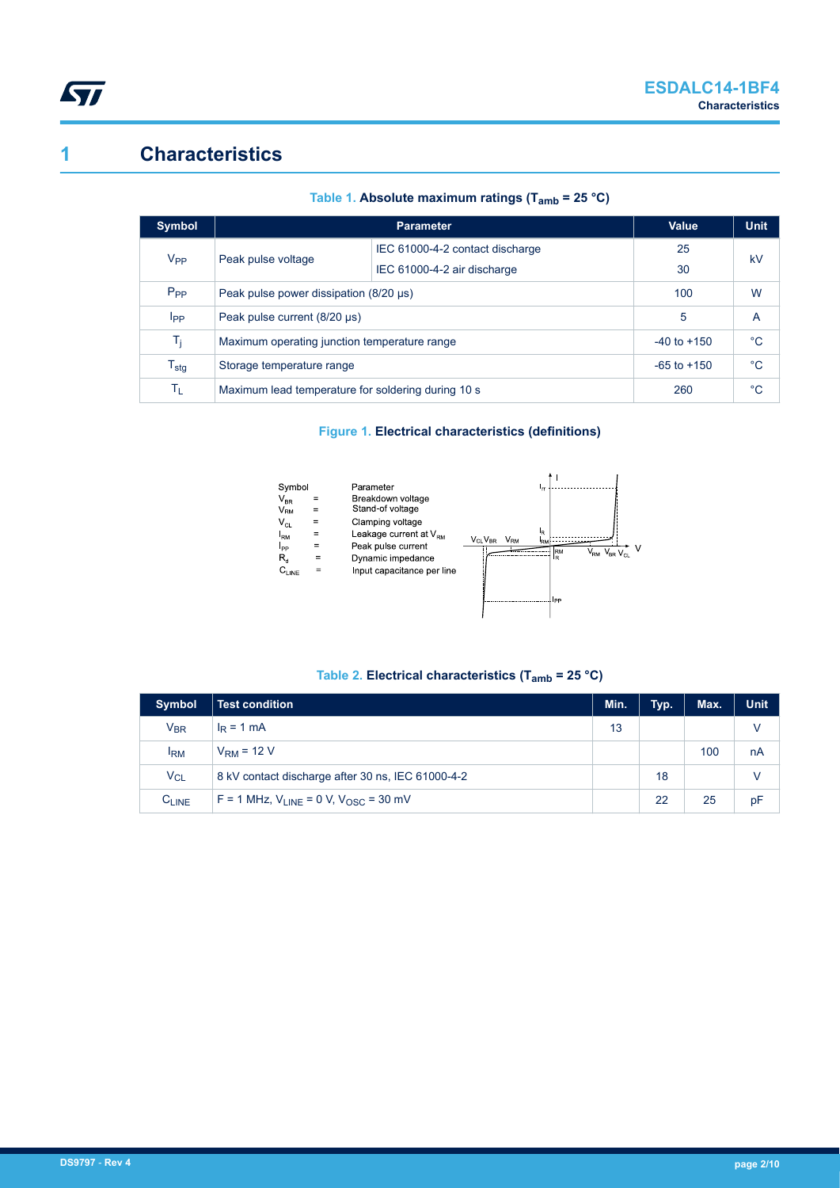# 1 Characteristics

**Table 1. Absolute maximum ratings ($T_{amb}$ = 25 °C)**

| Symbol | Parameter | | Value | Unit |
|---|---|---|---|---|
| $V_{PP}$ | Peak pulse voltage | IEC 61000-4-2 contact discharge | 25 | kV |
| | | IEC 61000-4-2 air discharge | 30 | |
| $P_{PP}$ | Peak pulse power dissipation (8/20 µs) | | 100 | W |
| $I_{PP}$ | Peak pulse current (8/20 µs) | | 5 | A |
| $T_j$ | Maximum operating junction temperature range | | -40 to +150 | °C |
| $T_{stg}$ | Storage temperature range | | -65 to +150 | °C |
| $T_L$ | Maximum lead temperature for soldering during 10 s | | 260 | °C |

**Figure 1. Electrical characteristics (definitions)**

| Symbol | | Parameter |
|---|---|---|
| $V_{BR}$ | = | Breakdown voltage |
| $V_{RM}$ | = | Stand-of voltage |
| $V_{CL}$ | = | Clamping voltage |
| $I_{RM}$ | = | Leakage current at $V_{RM}$ |
| $I_{PP}$ | = | Peak pulse current |
| $R_d$ | = | Dynamic impedance |
| $C_{LINE}$ | = | Input capacitance per line |

**Table 2. Electrical characteristics ($T_{amb}$ = 25 °C)**

| Symbol | Test condition | Min. | Typ. | Max. | Unit |
|---|---|---|---|---|---|
| $V_{BR}$ | $I_R$ = 1 mA | 13 | | | V |
| $I_{RM}$ | $V_{RM}$ = 12 V | | | 100 | nA |
| $V_{CL}$ | 8 kV contact discharge after 30 ns, IEC 61000-4-2 | | 18 | | V |
| $C_{LINE}$ | F = 1 MHz, $V_{LINE}$ = 0 V, $V_{OSC}$ = 30 mV | | 22 | 25 | pF |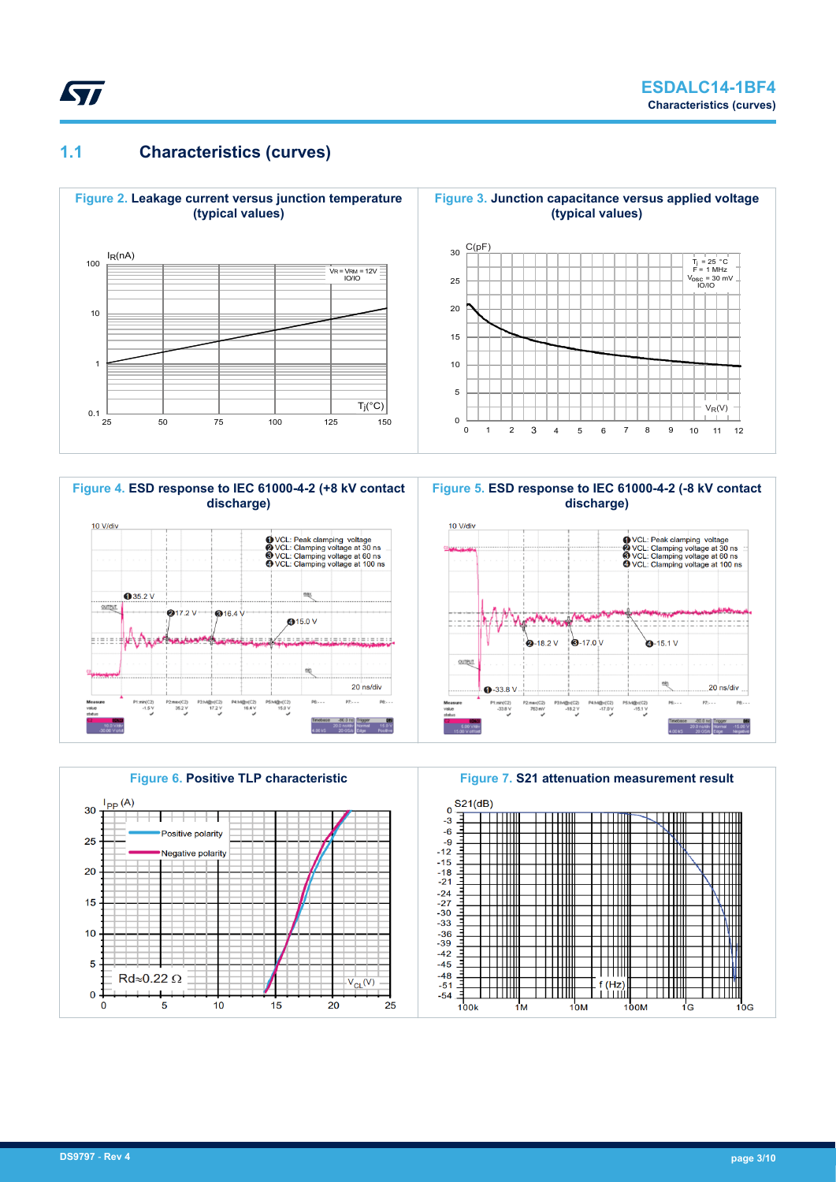## 1.1 Characteristics (curves)

**Figure 2.** Leakage current versus junction temperature (typical values)

**Figure 3.** Junction capacitance versus applied voltage (typical values)

**Figure 4.** ESD response to IEC 61000-4-2 (+8 kV contact discharge)

**Figure 5.** ESD response to IEC 61000-4-2 (-8 kV contact discharge)

**Figure 6.** Positive TLP characteristic

**Figure 7.** S21 attenuation measurement result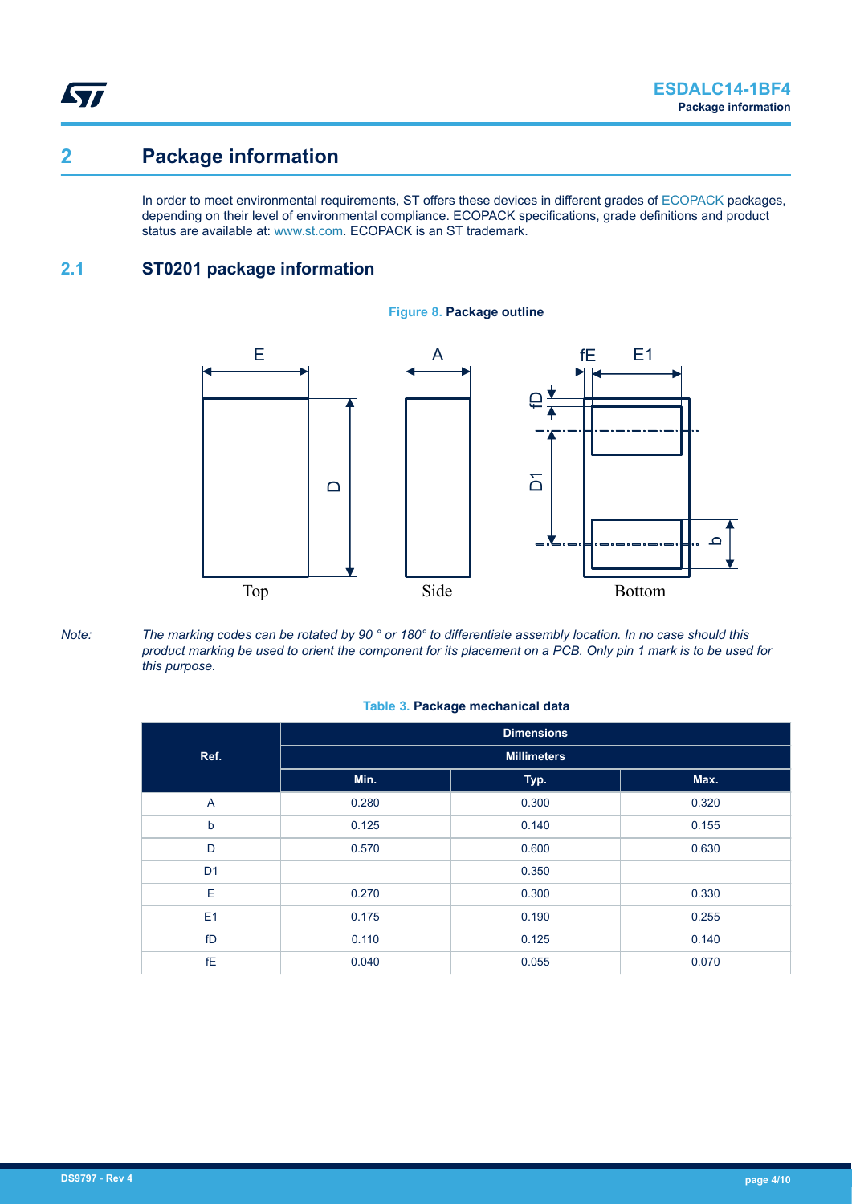# 2 Package information

In order to meet environmental requirements, ST offers these devices in different grades of ECOPACK packages, depending on their level of environmental compliance. ECOPACK specifications, grade definitions and product status are available at: www.st.com. ECOPACK is an ST trademark.

## 2.1 ST0201 package information

**Figure 8. Package outline**

*Note: The marking codes can be rotated by 90 ° or 180° to differentiate assembly location. In no case should this product marking be used to orient the component for its placement on a PCB. Only pin 1 mark is to be used for this purpose.*

**Table 3. Package mechanical data**

| Ref. | Dimensions | | |
|---|---|---|---|
| | Millimeters | | |
| | Min. | Typ. | Max. |
| A | 0.280 | 0.300 | 0.320 |
| b | 0.125 | 0.140 | 0.155 |
| D | 0.570 | 0.600 | 0.630 |
| D1 | | 0.350 | |
| E | 0.270 | 0.300 | 0.330 |
| E1 | 0.175 | 0.190 | 0.255 |
| fD | 0.110 | 0.125 | 0.140 |
| fE | 0.040 | 0.055 | 0.070 |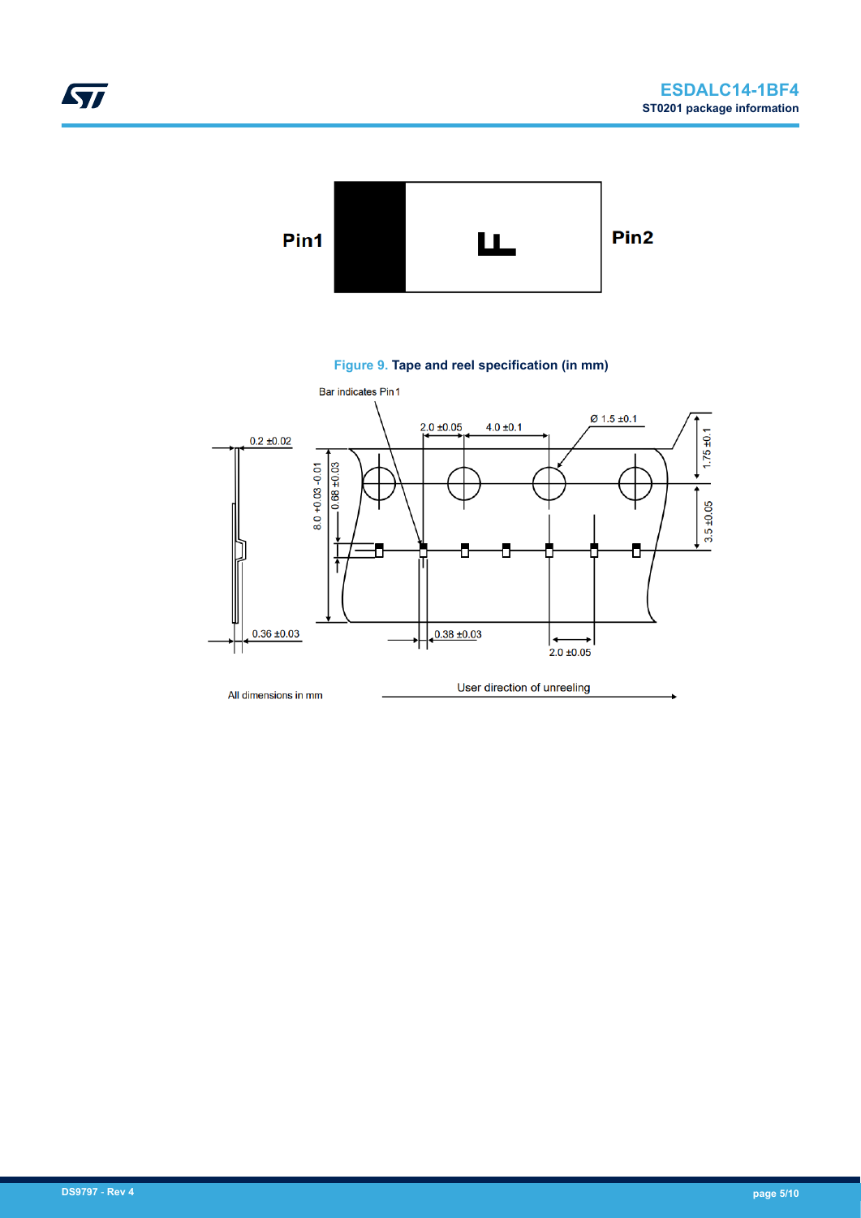Pin1

Pin2

**Figure 9.** Tape and reel specification (in mm)

Bar indicates Pin 1

2.0 ±0.05

4.0 ±0.1

Ø 1.5 ±0.1

0.2 ±0.02

1.75 ±0.1

8.0 +0.03 -0.01

0.68 ±0.03

3.5 ±0.05

0.36 ±0.03

0.38 ±0.03

2.0 ±0.05

All dimensions in mm

User direction of unreeling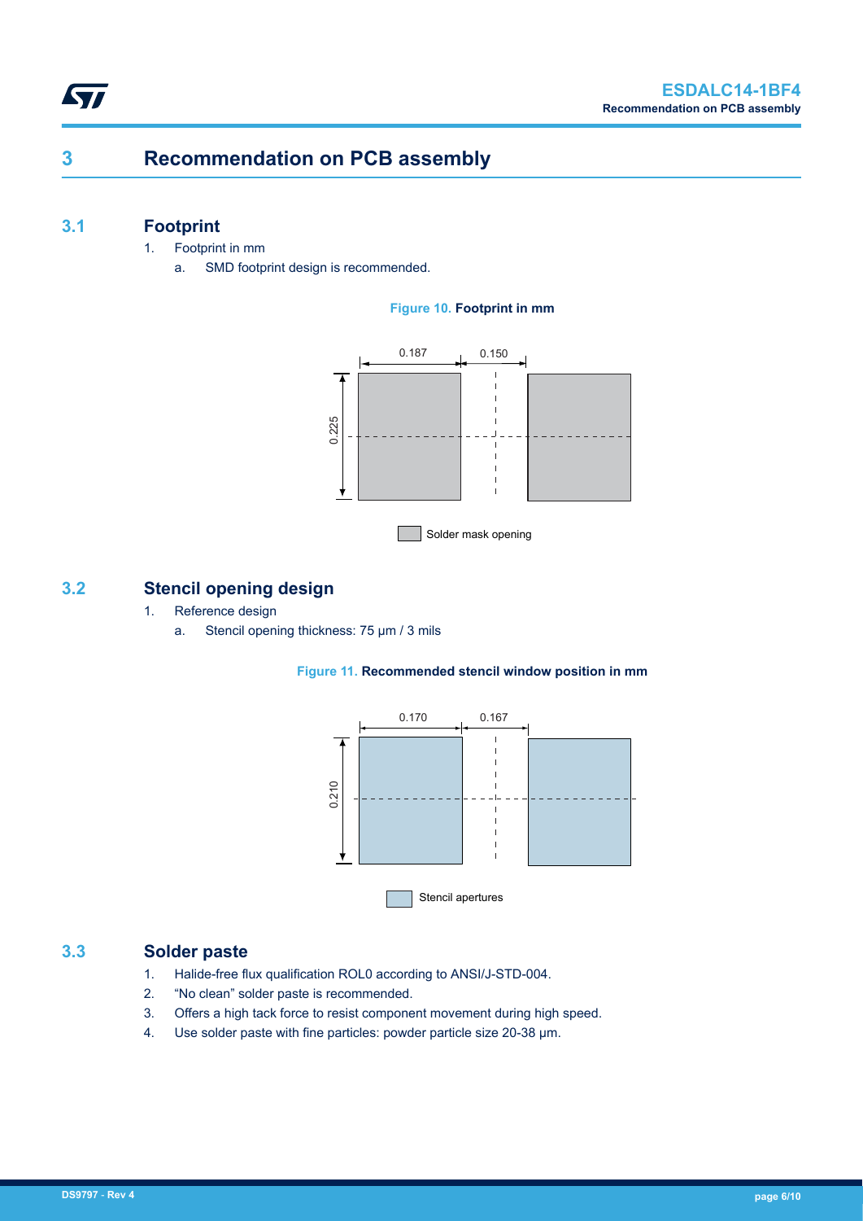# 3 Recommendation on PCB assembly

## 3.1 Footprint

1. Footprint in mm
   a. SMD footprint design is recommended.

**Figure 10. Footprint in mm**

0.187 | 0.150 | 0.225

Solder mask opening

## 3.2 Stencil opening design

1. Reference design
   a. Stencil opening thickness: 75 µm / 3 mils

**Figure 11. Recommended stencil window position in mm**

0.170 | 0.167 | 0.210

Stencil apertures

## 3.3 Solder paste

1. Halide-free flux qualification ROL0 according to ANSI/J-STD-004.
2. “No clean” solder paste is recommended.
3. Offers a high tack force to resist component movement during high speed.
4. Use solder paste with fine particles: powder particle size 20-38 µm.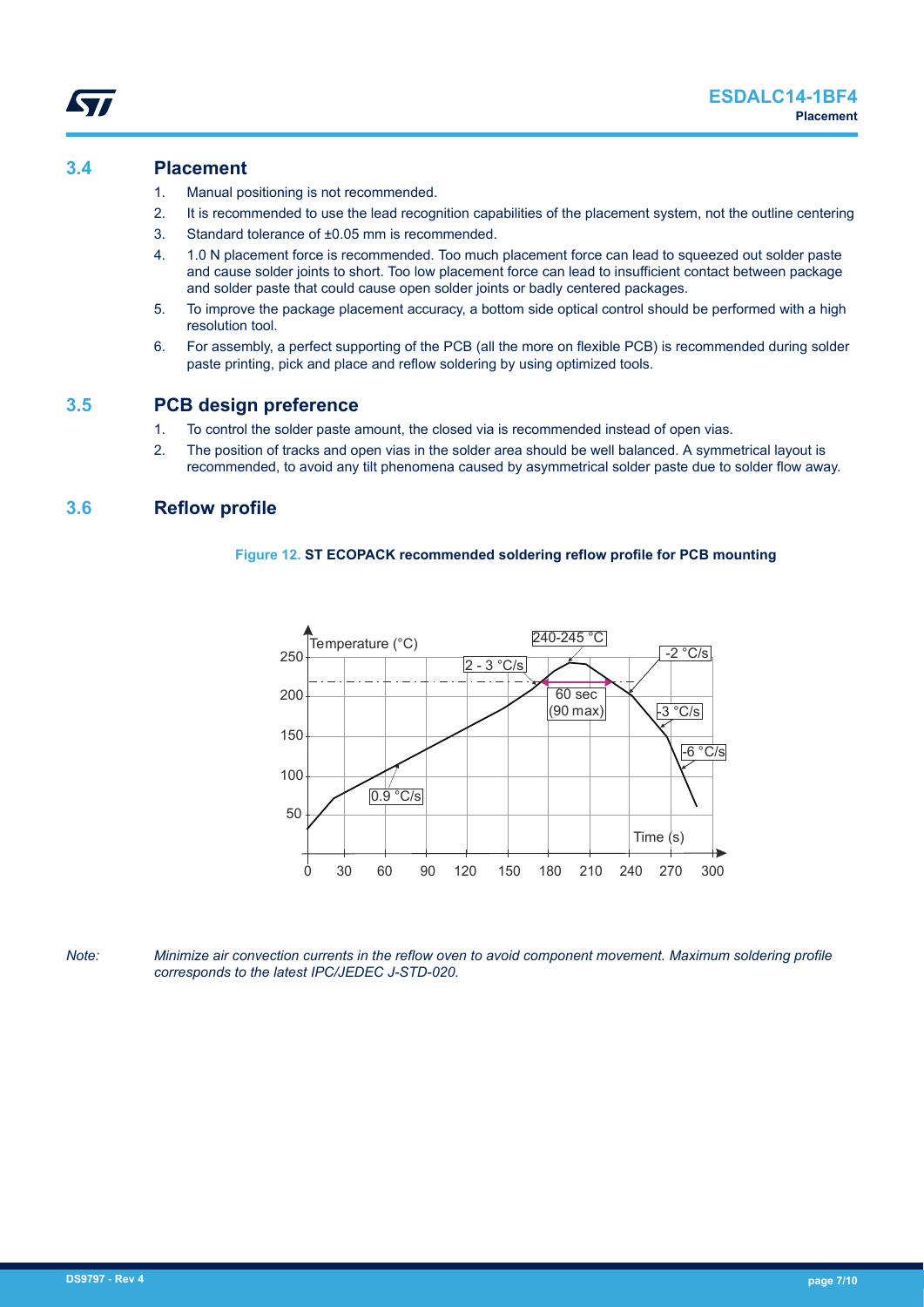## 3.4 Placement

1. Manual positioning is not recommended.
2. It is recommended to use the lead recognition capabilities of the placement system, not the outline centering
3. Standard tolerance of ±0.05 mm is recommended.
4. 1.0 N placement force is recommended. Too much placement force can lead to squeezed out solder paste and cause solder joints to short. Too low placement force can lead to insufficient contact between package and solder paste that could cause open solder joints or badly centered packages.
5. To improve the package placement accuracy, a bottom side optical control should be performed with a high resolution tool.
6. For assembly, a perfect supporting of the PCB (all the more on flexible PCB) is recommended during solder paste printing, pick and place and reflow soldering by using optimized tools.

## 3.5 PCB design preference

1. To control the solder paste amount, the closed via is recommended instead of open vias.
2. The position of tracks and open vias in the solder area should be well balanced. A symmetrical layout is recommended, to avoid any tilt phenomena caused by asymmetrical solder paste due to solder flow away.

## 3.6 Reflow profile

**Figure 12. ST ECOPACK recommended soldering reflow profile for PCB mounting**

*Note: Minimize air convection currents in the reflow oven to avoid component movement. Maximum soldering profile corresponds to the latest IPC/JEDEC J-STD-020.*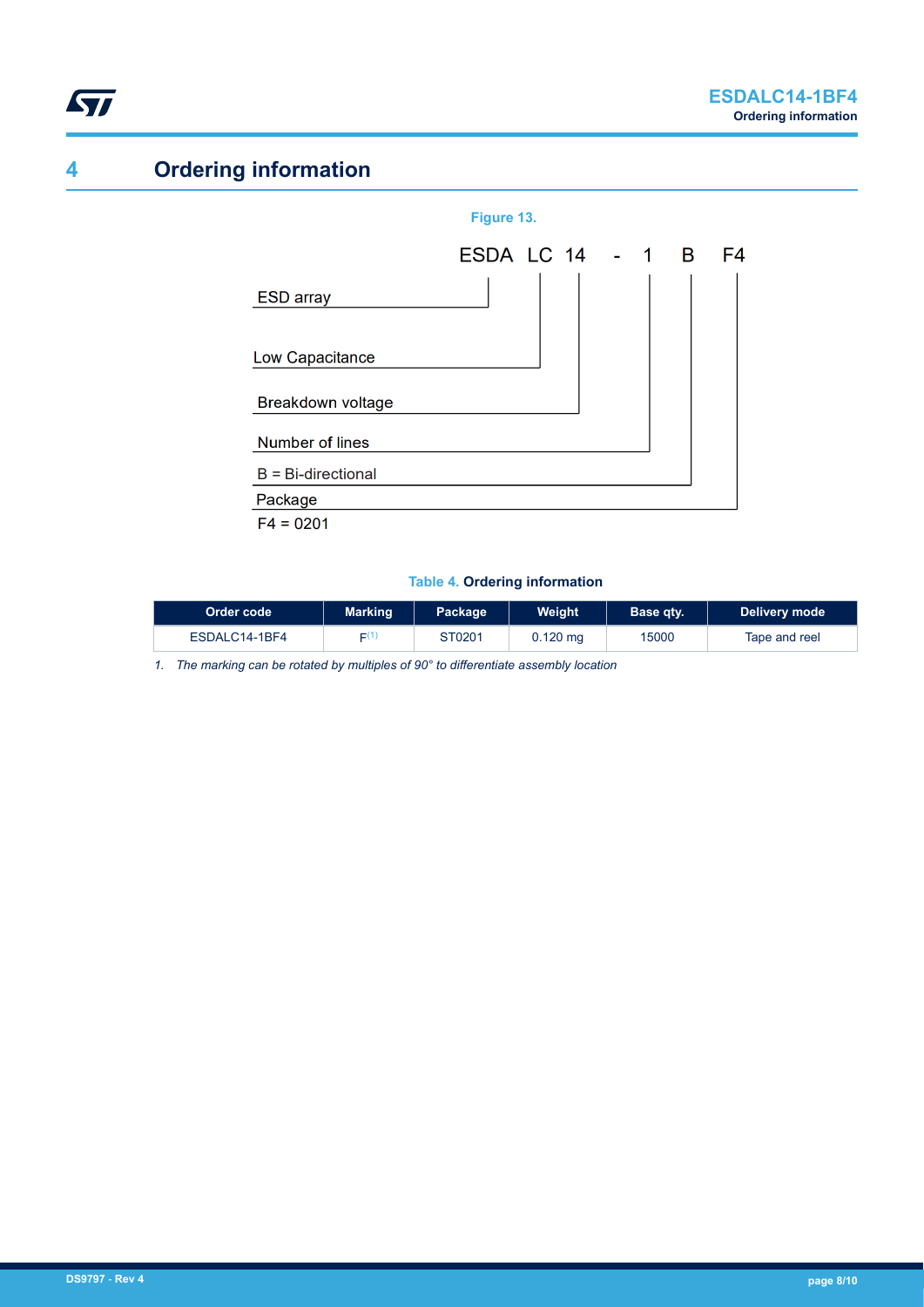# 4 Ordering information

**Figure 13.**

ESDA LC 14 - 1 B F4

- ESD array
- Low Capacitance
- Breakdown voltage
- Number of lines
- B = Bi-directional
- Package
  F4 = 0201

**Table 4. Ordering information**

| Order code | Marking | Package | Weight | Base qty. | Delivery mode |
|---|---|---|---|---|---|
| ESDALC14-1BF4 | F[1] | ST0201 | 0.120 mg | 15000 | Tape and reel |

1. *The marking can be rotated by multiples of 90° to differentiate assembly location*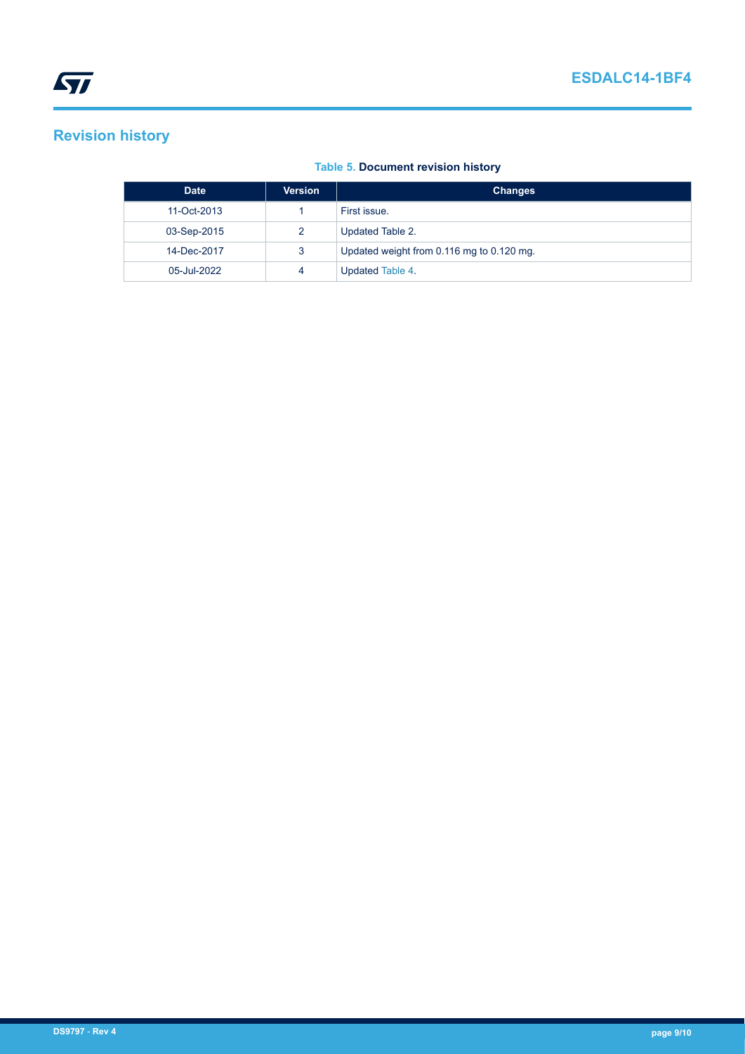# Revision history

**Table 5. Document revision history**

| Date | Version | Changes |
| --- | --- | --- |
| 11-Oct-2013 | 1 | First issue. |
| 03-Sep-2015 | 2 | Updated Table 2. |
| 14-Dec-2017 | 3 | Updated weight from 0.116 mg to 0.120 mg. |
| 05-Jul-2022 | 4 | Updated Table 4. |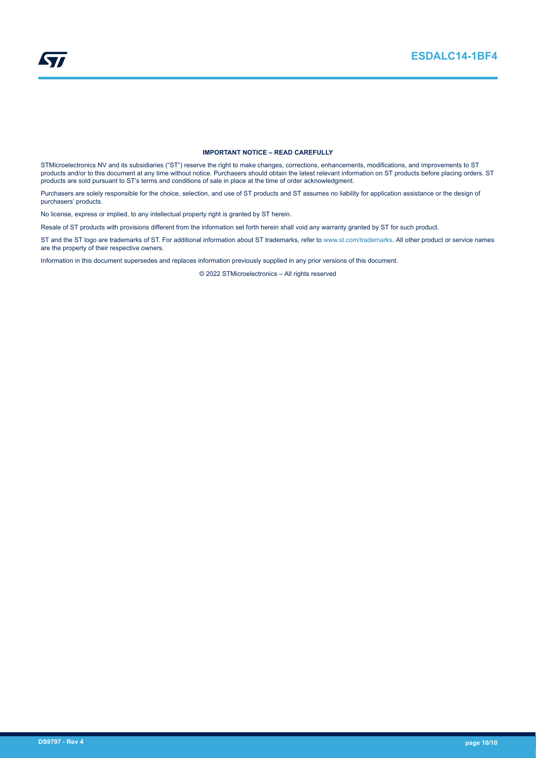**IMPORTANT NOTICE – READ CAREFULLY**

STMicroelectronics NV and its subsidiaries ("ST") reserve the right to make changes, corrections, enhancements, modifications, and improvements to ST products and/or to this document at any time without notice. Purchasers should obtain the latest relevant information on ST products before placing orders. ST products are sold pursuant to ST's terms and conditions of sale in place at the time of order acknowledgment.

Purchasers are solely responsible for the choice, selection, and use of ST products and ST assumes no liability for application assistance or the design of purchasers' products.

No license, express or implied, to any intellectual property right is granted by ST herein.

Resale of ST products with provisions different from the information set forth herein shall void any warranty granted by ST for such product.

ST and the ST logo are trademarks of ST. For additional information about ST trademarks, refer to www.st.com/trademarks. All other product or service names are the property of their respective owners.

Information in this document supersedes and replaces information previously supplied in any prior versions of this document.

© 2022 STMicroelectronics – All rights reserved